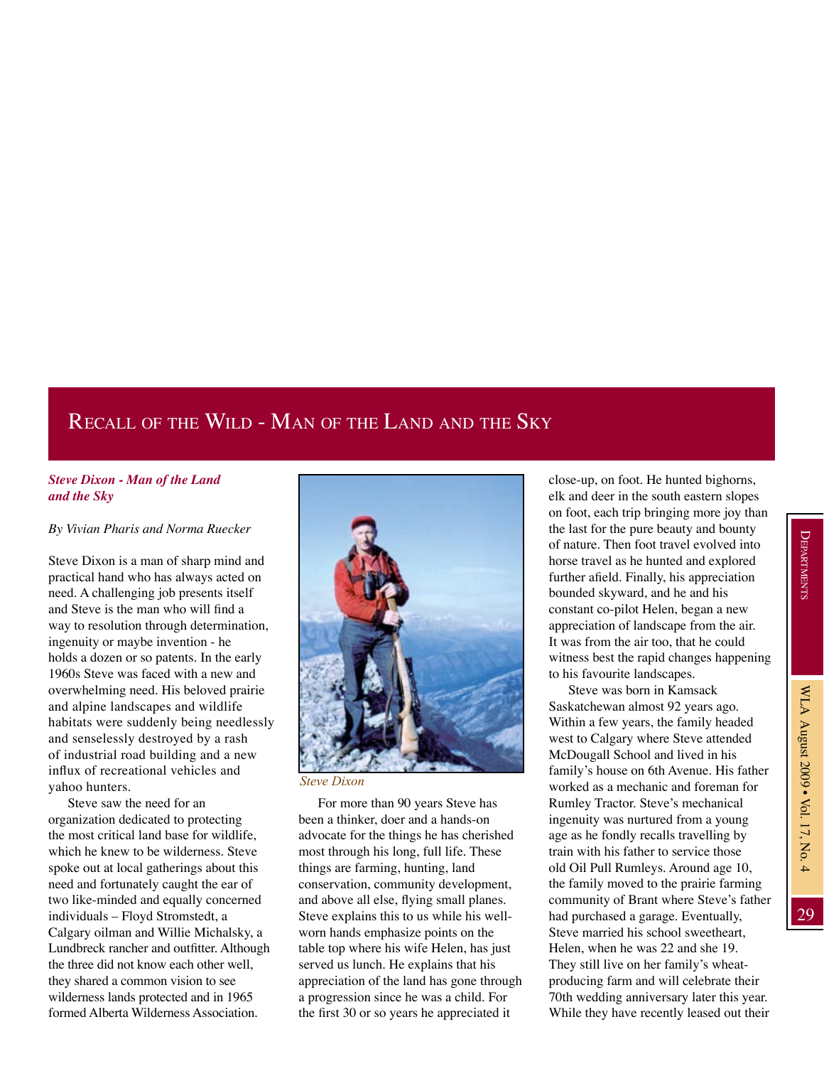# Recall of the Wild - Man of the Land and the Sky

***Steve Dixon - Man of the Land and the Sky***

*By Vivian Pharis and Norma Ruecker*

Steve Dixon is a man of sharp mind and practical hand who has always acted on need. A challenging job presents itself and Steve is the man who will find a way to resolution through determination, ingenuity or maybe invention - he holds a dozen or so patents. In the early 1960s Steve was faced with a new and overwhelming need. His beloved prairie and alpine landscapes and wildlife habitats were suddenly being needlessly and senselessly destroyed by a rash of industrial road building and a new influx of recreational vehicles and yahoo hunters.

Steve saw the need for an organization dedicated to protecting the most critical land base for wildlife, which he knew to be wilderness. Steve spoke out at local gatherings about this need and fortunately caught the ear of two like-minded and equally concerned individuals – Floyd Stromstedt, a Calgary oilman and Willie Michalsky, a Lundbreck rancher and outfitter. Although the three did not know each other well, they shared a common vision to see wilderness lands protected and in 1965 formed Alberta Wilderness Association.

*Steve Dixon*

For more than 90 years Steve has been a thinker, doer and a hands-on advocate for the things he has cherished most through his long, full life. These things are farming, hunting, land conservation, community development, and above all else, flying small planes. Steve explains this to us while his well-worn hands emphasize points on the table top where his wife Helen, has just served us lunch. He explains that his appreciation of the land has gone through a progression since he was a child. For the first 30 or so years he appreciated it close-up, on foot. He hunted bighorns, elk and deer in the south eastern slopes on foot, each trip bringing more joy than the last for the pure beauty and bounty of nature. Then foot travel evolved into horse travel as he hunted and explored further afield. Finally, his appreciation bounded skyward, and he and his constant co-pilot Helen, began a new appreciation of landscape from the air. It was from the air too, that he could witness best the rapid changes happening to his favourite landscapes.

Steve was born in Kamsack Saskatchewan almost 92 years ago. Within a few years, the family headed west to Calgary where Steve attended McDougall School and lived in his family's house on 6th Avenue. His father worked as a mechanic and foreman for Rumley Tractor. Steve's mechanical ingenuity was nurtured from a young age as he fondly recalls travelling by train with his father to service those old Oil Pull Rumleys. Around age 10, the family moved to the prairie farming community of Brant where Steve's father had purchased a garage. Eventually, Steve married his school sweetheart, Helen, when he was 22 and she 19. They still live on her family's wheat-producing farm and will celebrate their 70th wedding anniversary later this year. While they have recently leased out their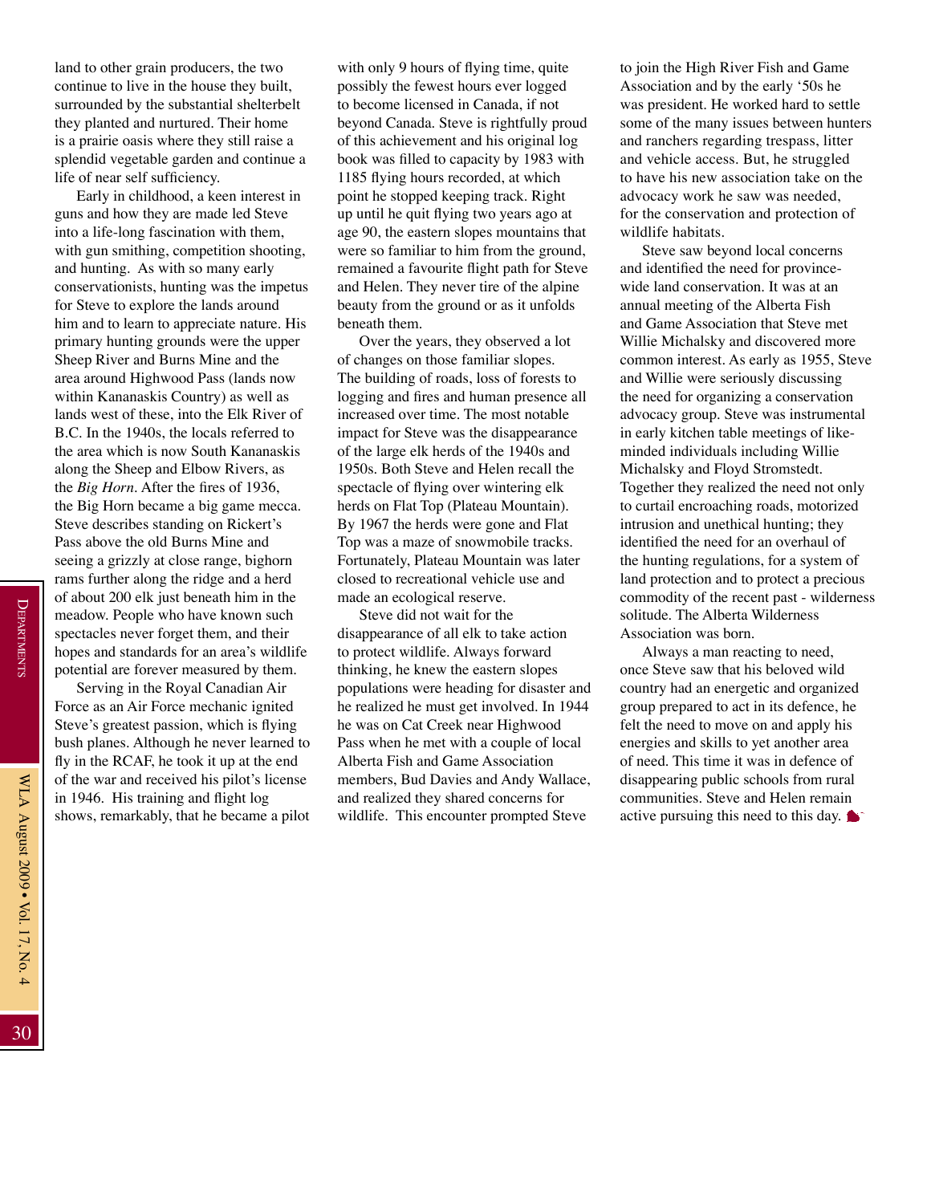land to other grain producers, the two continue to live in the house they built, surrounded by the substantial shelterbelt they planted and nurtured. Their home is a prairie oasis where they still raise a splendid vegetable garden and continue a life of near self sufficiency.

Early in childhood, a keen interest in guns and how they are made led Steve into a life-long fascination with them, with gun smithing, competition shooting, and hunting. As with so many early conservationists, hunting was the impetus for Steve to explore the lands around him and to learn to appreciate nature. His primary hunting grounds were the upper Sheep River and Burns Mine and the area around Highwood Pass (lands now within Kananaskis Country) as well as lands west of these, into the Elk River of B.C. In the 1940s, the locals referred to the area which is now South Kananaskis along the Sheep and Elbow Rivers, as the *Big Horn*. After the fires of 1936, the Big Horn became a big game mecca. Steve describes standing on Rickert's Pass above the old Burns Mine and seeing a grizzly at close range, bighorn rams further along the ridge and a herd of about 200 elk just beneath him in the meadow. People who have known such spectacles never forget them, and their hopes and standards for an area's wildlife potential are forever measured by them.

Serving in the Royal Canadian Air Force as an Air Force mechanic ignited Steve's greatest passion, which is flying bush planes. Although he never learned to fly in the RCAF, he took it up at the end of the war and received his pilot's license in 1946. His training and flight log shows, remarkably, that he became a pilot with only 9 hours of flying time, quite possibly the fewest hours ever logged to become licensed in Canada, if not beyond Canada. Steve is rightfully proud of this achievement and his original log book was filled to capacity by 1983 with 1185 flying hours recorded, at which point he stopped keeping track. Right up until he quit flying two years ago at age 90, the eastern slopes mountains that were so familiar to him from the ground, remained a favourite flight path for Steve and Helen. They never tire of the alpine beauty from the ground or as it unfolds beneath them.

Over the years, they observed a lot of changes on those familiar slopes. The building of roads, loss of forests to logging and fires and human presence all increased over time. The most notable impact for Steve was the disappearance of the large elk herds of the 1940s and 1950s. Both Steve and Helen recall the spectacle of flying over wintering elk herds on Flat Top (Plateau Mountain). By 1967 the herds were gone and Flat Top was a maze of snowmobile tracks. Fortunately, Plateau Mountain was later closed to recreational vehicle use and made an ecological reserve.

Steve did not wait for the disappearance of all elk to take action to protect wildlife. Always forward thinking, he knew the eastern slopes populations were heading for disaster and he realized he must get involved. In 1944 he was on Cat Creek near Highwood Pass when he met with a couple of local Alberta Fish and Game Association members, Bud Davies and Andy Wallace, and realized they shared concerns for wildlife. This encounter prompted Steve to join the High River Fish and Game Association and by the early '50s he was president. He worked hard to settle some of the many issues between hunters and ranchers regarding trespass, litter and vehicle access. But, he struggled to have his new association take on the advocacy work he saw was needed, for the conservation and protection of wildlife habitats.

Steve saw beyond local concerns and identified the need for province-wide land conservation. It was at an annual meeting of the Alberta Fish and Game Association that Steve met Willie Michalsky and discovered more common interest. As early as 1955, Steve and Willie were seriously discussing the need for organizing a conservation advocacy group. Steve was instrumental in early kitchen table meetings of like-minded individuals including Willie Michalsky and Floyd Stromstedt. Together they realized the need not only to curtail encroaching roads, motorized intrusion and unethical hunting; they identified the need for an overhaul of the hunting regulations, for a system of land protection and to protect a precious commodity of the recent past - wilderness solitude. The Alberta Wilderness Association was born.

Always a man reacting to need, once Steve saw that his beloved wild country had an energetic and organized group prepared to act in its defence, he felt the need to move on and apply his energies and skills to yet another area of need. This time it was in defence of disappearing public schools from rural communities. Steve and Helen remain active pursuing this need to this day.